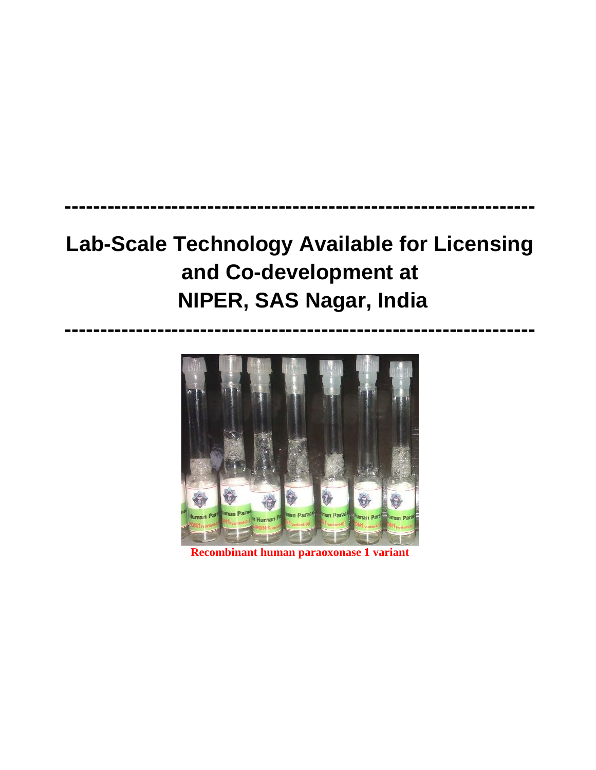---

# Lab-Scale Technology Available for Licensing and Co-development at NIPER, SAS Nagar, India

---

Recombinant human paraoxonase 1 variant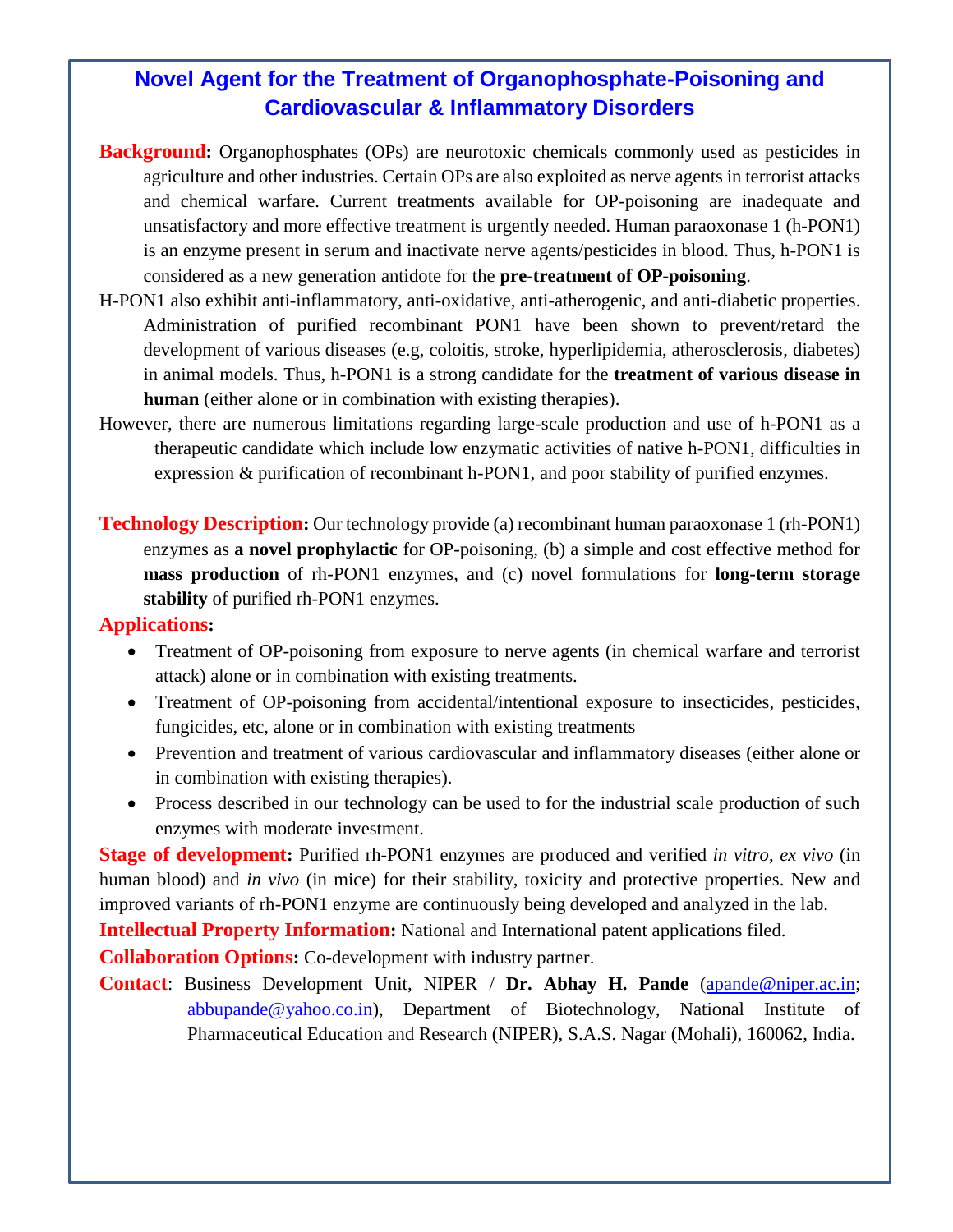# Novel Agent for the Treatment of Organophosphate-Poisoning and Cardiovascular & Inflammatory Disorders

**Background:** Organophosphates (OPs) are neurotoxic chemicals commonly used as pesticides in agriculture and other industries. Certain OPs are also exploited as nerve agents in terrorist attacks and chemical warfare. Current treatments available for OP-poisoning are inadequate and unsatisfactory and more effective treatment is urgently needed. Human paraoxonase 1 (h-PON1) is an enzyme present in serum and inactivate nerve agents/pesticides in blood. Thus, h-PON1 is considered as a new generation antidote for the **pre-treatment of OP-poisoning**.

H-PON1 also exhibit anti-inflammatory, anti-oxidative, anti-atherogenic, and anti-diabetic properties. Administration of purified recombinant PON1 have been shown to prevent/retard the development of various diseases (e.g, coloitis, stroke, hyperlipidemia, atherosclerosis, diabetes) in animal models. Thus, h-PON1 is a strong candidate for the **treatment of various disease in human** (either alone or in combination with existing therapies).

However, there are numerous limitations regarding large-scale production and use of h-PON1 as a therapeutic candidate which include low enzymatic activities of native h-PON1, difficulties in expression & purification of recombinant h-PON1, and poor stability of purified enzymes.

**Technology Description:** Our technology provide (a) recombinant human paraoxonase 1 (rh-PON1) enzymes as **a novel prophylactic** for OP-poisoning, (b) a simple and cost effective method for **mass production** of rh-PON1 enzymes, and (c) novel formulations for **long-term storage stability** of purified rh-PON1 enzymes.

**Applications:**

- Treatment of OP-poisoning from exposure to nerve agents (in chemical warfare and terrorist attack) alone or in combination with existing treatments.
- Treatment of OP-poisoning from accidental/intentional exposure to insecticides, pesticides, fungicides, etc, alone or in combination with existing treatments
- Prevention and treatment of various cardiovascular and inflammatory diseases (either alone or in combination with existing therapies).
- Process described in our technology can be used to for the industrial scale production of such enzymes with moderate investment.

**Stage of development:** Purified rh-PON1 enzymes are produced and verified *in vitro*, *ex vivo* (in human blood) and *in vivo* (in mice) for their stability, toxicity and protective properties. New and improved variants of rh-PON1 enzyme are continuously being developed and analyzed in the lab.

**Intellectual Property Information:** National and International patent applications filed.

**Collaboration Options:** Co-development with industry partner.

**Contact**: Business Development Unit, NIPER / **Dr. Abhay H. Pande** (apande@niper.ac.in; abbupande@yahoo.co.in), Department of Biotechnology, National Institute of Pharmaceutical Education and Research (NIPER), S.A.S. Nagar (Mohali), 160062, India.